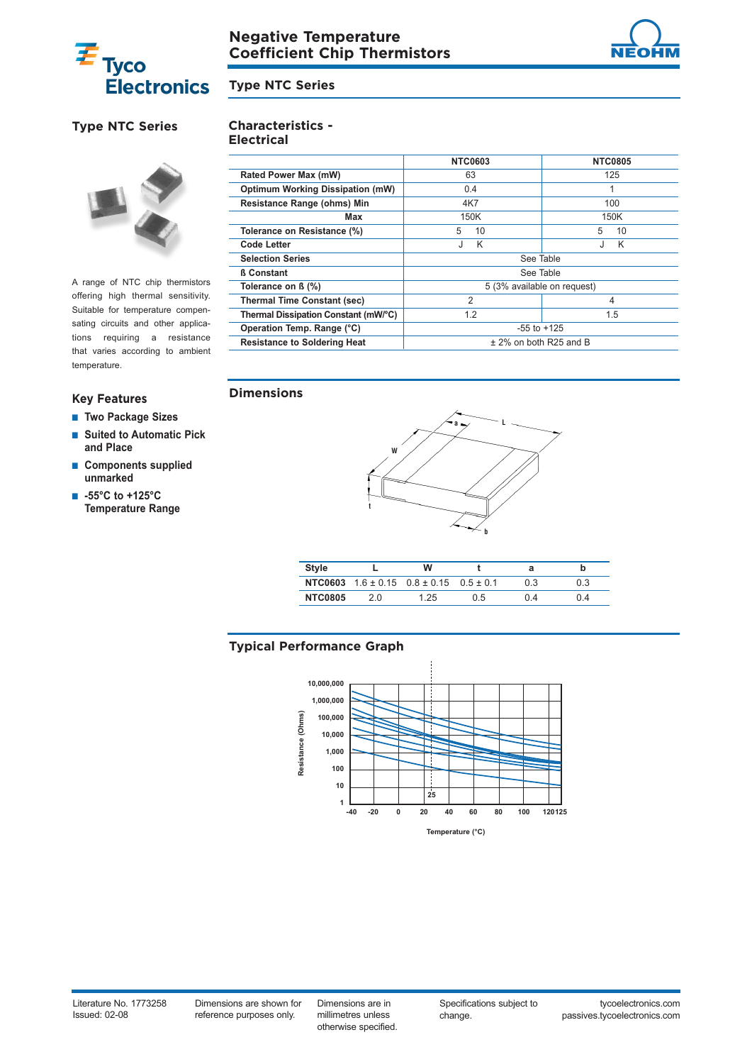# Negative Temperature Coefficient Chip Thermistors

## Type NTC Series

### Type NTC Series

A range of NTC chip thermistors offering high thermal sensitivity. Suitable for temperature compensating circuits and other applications requiring a resistance that varies according to ambient temperature.

### Key Features

- Two Package Sizes
- Suited to Automatic Pick and Place
- Components supplied unmarked
- -55°C to +125°C Temperature Range

### Characteristics - Electrical

| | NTC0603 | NTC0805 |
|---|---|---|
| **Rated Power Max (mW)** | 63 | 125 |
| **Optimum Working Dissipation (mW)** | 0.4 | 1 |
| **Resistance Range (ohms) Min** | 4K7 | 100 |
| **Max** | 150K | 150K |
| **Tolerance on Resistance (%)** | 5 10 | 5 10 |
| **Code Letter** | J K | J K |
| **Selection Series** | See Table | |
| **ß Constant** | See Table | |
| **Tolerance on ß (%)** | 5 (3% available on request) | |
| **Thermal Time Constant (sec)** | 2 | 4 |
| **Thermal Dissipation Constant (mW/°C)** | 1.2 | 1.5 |
| **Operation Temp. Range (°C)** | -55 to +125 | |
| **Resistance to Soldering Heat** | ± 2% on both R25 and B | |

### Dimensions

a
L
W
t
b

| Style | L | W | t | a | b |
|---|---|---|---|---|---|
| **NTC0603** | 1.6 ± 0.15 | 0.8 ± 0.15 | 0.5 ± 0.1 | 0.3 | 0.3 |
| **NTC0805** | 2.0 | 1.25 | 0.5 | 0.4 | 0.4 |

### Typical Performance Graph

Resistance (Ohms)

10,000,000
1,000,000
100,000
10,000
1,000
100
10
1

-40 -20 0 20 40 60 80 100 120 125

25

Temperature (°C)

Literature No. 1773258
Issued: 02-08

Dimensions are shown for reference purposes only.

Dimensions are in millimetres unless otherwise specified.

Specifications subject to change.

tycoelectronics.com
passives.tycoelectronics.com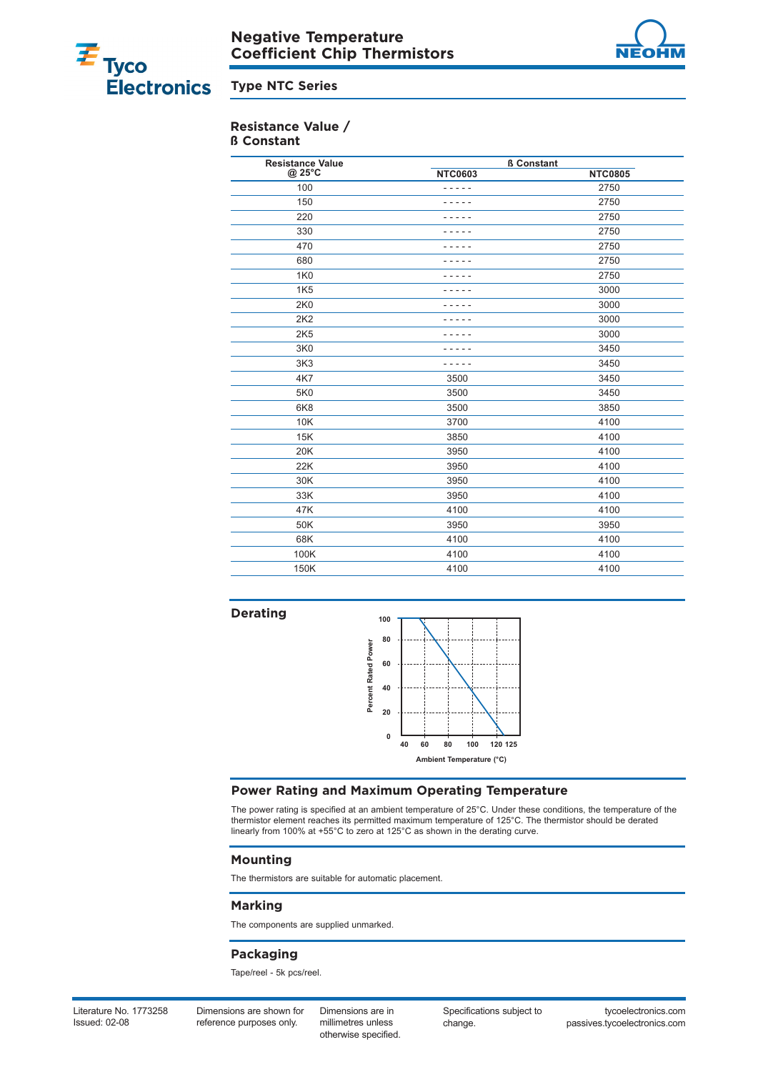## Resistance Value / ß Constant

| Resistance Value @ 25°C | ß Constant | |
|---|---|---|
| | NTC0603 | NTC0805 |
| 100 | - - - - - | 2750 |
| 150 | - - - - - | 2750 |
| 220 | - - - - - | 2750 |
| 330 | - - - - - | 2750 |
| 470 | - - - - - | 2750 |
| 680 | - - - - - | 2750 |
| 1K0 | - - - - - | 2750 |
| 1K5 | - - - - - | 3000 |
| 2K0 | - - - - - | 3000 |
| 2K2 | - - - - - | 3000 |
| 2K5 | - - - - - | 3000 |
| 3K0 | - - - - - | 3450 |
| 3K3 | - - - - - | 3450 |
| 4K7 | 3500 | 3450 |
| 5K0 | 3500 | 3450 |
| 6K8 | 3500 | 3850 |
| 10K | 3700 | 4100 |
| 15K | 3850 | 4100 |
| 20K | 3950 | 4100 |
| 22K | 3950 | 4100 |
| 30K | 3950 | 4100 |
| 33K | 3950 | 4100 |
| 47K | 4100 | 4100 |
| 50K | 3950 | 3950 |
| 68K | 4100 | 4100 |
| 100K | 4100 | 4100 |
| 150K | 4100 | 4100 |

## Derating

Percent Rated Power

100
80
60
40
20
0

40 60 80 100 120 125

Ambient Temperature (°C)

## Power Rating and Maximum Operating Temperature

The power rating is specified at an ambient temperature of 25°C. Under these conditions, the temperature of the thermistor element reaches its permitted maximum temperature of 125°C. The thermistor should be derated linearly from 100% at +55°C to zero at 125°C as shown in the derating curve.

## Mounting

The thermistors are suitable for automatic placement.

## Marking

The components are supplied unmarked.

## Packaging

Tape/reel - 5k pcs/reel.

Literature No. 1773258
Issued: 02-08

Dimensions are shown for reference purposes only.

Dimensions are in millimetres unless otherwise specified.

Specifications subject to change.

tycoelectronics.com
passives.tycoelectronics.com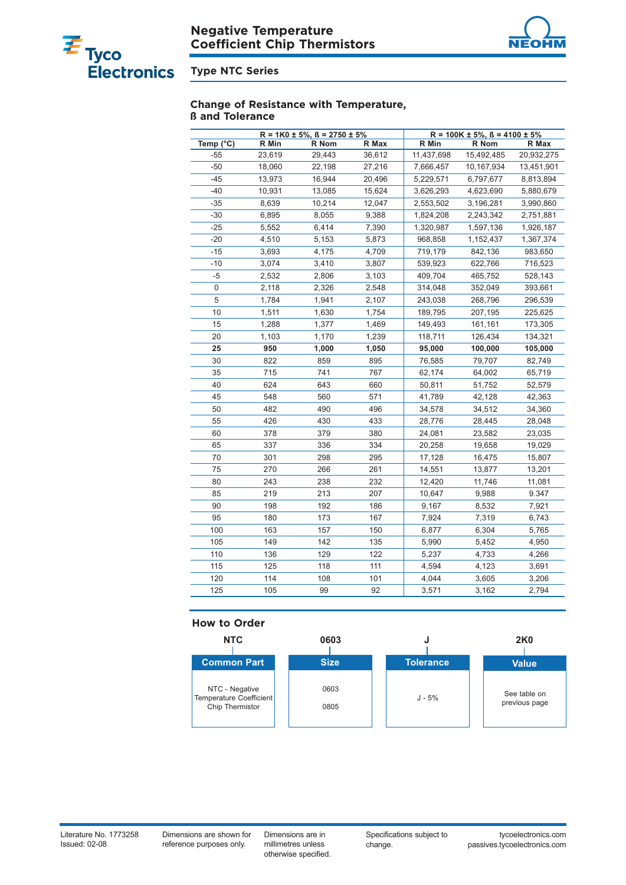# Negative Temperature Coefficient Chip Thermistors

## Type NTC Series

### Change of Resistance with Temperature, ß and Tolerance

| | R = 1K0 ± 5%, ß = 2750 ± 5% | | | R = 100K ± 5%, ß = 4100 ± 5% | | |
|---|---|---|---|---|---|---|
| Temp (°C) | R Min | R Nom | R Max | R Min | R Nom | R Max |
| -55 | 23,619 | 29,443 | 36,612 | 11,437,698 | 15,492,485 | 20,932,275 |
| -50 | 18,060 | 22,198 | 27,216 | 7,666,457 | 10,167,934 | 13,451,901 |
| -45 | 13,973 | 16,944 | 20,496 | 5,229,571 | 6,797,677 | 8,813,894 |
| -40 | 10,931 | 13,085 | 15,624 | 3,626,293 | 4,623,690 | 5,880,679 |
| -35 | 8,639 | 10,214 | 12,047 | 2,553,502 | 3,196,281 | 3,990,860 |
| -30 | 6,895 | 8,055 | 9,388 | 1,824,208 | 2,243,342 | 2,751,881 |
| -25 | 5,552 | 6,414 | 7,390 | 1,320,987 | 1,597,136 | 1,926,187 |
| -20 | 4,510 | 5,153 | 5,873 | 968,858 | 1,152,437 | 1,367,374 |
| -15 | 3,693 | 4,175 | 4,709 | 719,179 | 842,136 | 983,650 |
| -10 | 3,074 | 3,410 | 3,807 | 539,923 | 622,766 | 716,523 |
| -5 | 2,532 | 2,806 | 3,103 | 409,704 | 465,752 | 528,143 |
| 0 | 2,118 | 2,326 | 2,548 | 314,048 | 352,049 | 393,661 |
| 5 | 1,784 | 1,941 | 2,107 | 243,038 | 268,796 | 296,539 |
| 10 | 1,511 | 1,630 | 1,754 | 189,795 | 207,195 | 225,625 |
| 15 | 1,288 | 1,377 | 1,469 | 149,493 | 161,161 | 173,305 |
| 20 | 1,103 | 1,170 | 1,239 | 118,711 | 126,434 | 134,321 |
| **25** | **950** | **1,000** | **1,050** | **95,000** | **100,000** | **105,000** |
| 30 | 822 | 859 | 895 | 76,585 | 79,707 | 82,749 |
| 35 | 715 | 741 | 767 | 62,174 | 64,002 | 65,719 |
| 40 | 624 | 643 | 660 | 50,811 | 51,752 | 52,579 |
| 45 | 548 | 560 | 571 | 41,789 | 42,128 | 42,363 |
| 50 | 482 | 490 | 496 | 34,578 | 34,512 | 34,360 |
| 55 | 426 | 430 | 433 | 28,776 | 28,445 | 28,048 |
| 60 | 378 | 379 | 380 | 24,081 | 23,582 | 23,035 |
| 65 | 337 | 336 | 334 | 20,258 | 19,658 | 19,029 |
| 70 | 301 | 298 | 295 | 17,128 | 16,475 | 15,807 |
| 75 | 270 | 266 | 261 | 14,551 | 13,877 | 13,201 |
| 80 | 243 | 238 | 232 | 12,420 | 11,746 | 11,081 |
| 85 | 219 | 213 | 207 | 10,647 | 9,988 | 9.347 |
| 90 | 198 | 192 | 186 | 9,167 | 8,532 | 7,921 |
| 95 | 180 | 173 | 167 | 7,924 | 7,319 | 6,743 |
| 100 | 163 | 157 | 150 | 6,877 | 6,304 | 5,765 |
| 105 | 149 | 142 | 135 | 5,990 | 5,452 | 4,950 |
| 110 | 136 | 129 | 122 | 5,237 | 4,733 | 4,266 |
| 115 | 125 | 118 | 111 | 4,594 | 4,123 | 3,691 |
| 120 | 114 | 108 | 101 | 4,044 | 3,605 | 3,206 |
| 125 | 105 | 99 | 92 | 3,571 | 3,162 | 2,794 |

### How to Order

| NTC | 0603 | J | 2K0 |
|---|---|---|---|
| **Common Part** | **Size** | **Tolerance** | **Value** |
| NTC - Negative Temperature Coefficient Chip Thermistor | 0603<br>0805 | J - 5% | See table on previous page |

Literature No. 1773258
Issued: 02-08

Dimensions are shown for reference purposes only.

Dimensions are in millimetres unless otherwise specified.

Specifications subject to change.

tycoelectronics.com
passives.tycoelectronics.com